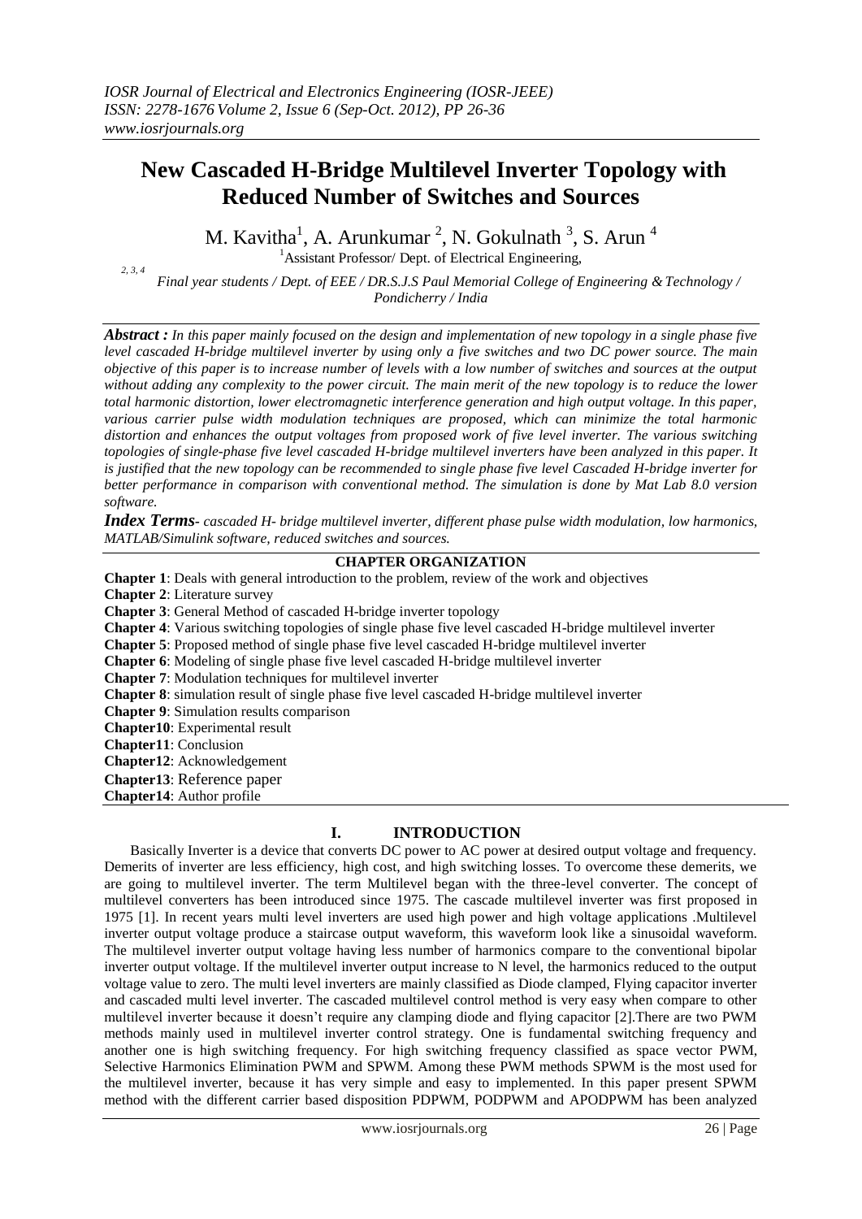# New Cascaded H-Bridge Multilevel Inverter Topology with Reduced Number of Switches and Sources

M. Kavitha[1], A. Arunkumar [2], N. Gokulnath [3], S. Arun [4]

[1]Assistant Professor/ Dept. of Electrical Engineering,

[2, 3, 4] *Final year students / Dept. of EEE / DR.S.J.S Paul Memorial College of Engineering & Technology / Pondicherry / India*

***Abstract :*** *In this paper mainly focused on the design and implementation of new topology in a single phase five level cascaded H-bridge multilevel inverter by using only a five switches and two DC power source. The main objective of this paper is to increase number of levels with a low number of switches and sources at the output without adding any complexity to the power circuit. The main merit of the new topology is to reduce the lower total harmonic distortion, lower electromagnetic interference generation and high output voltage. In this paper, various carrier pulse width modulation techniques are proposed, which can minimize the total harmonic distortion and enhances the output voltages from proposed work of five level inverter. The various switching topologies of single-phase five level cascaded H-bridge multilevel inverters have been analyzed in this paper. It is justified that the new topology can be recommended to single phase five level Cascaded H-bridge inverter for better performance in comparison with conventional method. The simulation is done by Mat Lab 8.0 version software.*

***Index Terms****- cascaded H- bridge multilevel inverter, different phase pulse width modulation, low harmonics, MATLAB/Simulink software, reduced switches and sources.*

## CHAPTER ORGANIZATION

**Chapter 1**: Deals with general introduction to the problem, review of the work and objectives
**Chapter 2**: Literature survey
**Chapter 3**: General Method of cascaded H-bridge inverter topology
**Chapter 4**: Various switching topologies of single phase five level cascaded H-bridge multilevel inverter
**Chapter 5**: Proposed method of single phase five level cascaded H-bridge multilevel inverter
**Chapter 6**: Modeling of single phase five level cascaded H-bridge multilevel inverter
**Chapter 7**: Modulation techniques for multilevel inverter
**Chapter 8**: simulation result of single phase five level cascaded H-bridge multilevel inverter
**Chapter 9**: Simulation results comparison
**Chapter10**: Experimental result
**Chapter11**: Conclusion
**Chapter12**: Acknowledgement
**Chapter13**: Reference paper
**Chapter14**: Author profile

## I. INTRODUCTION

Basically Inverter is a device that converts DC power to AC power at desired output voltage and frequency. Demerits of inverter are less efficiency, high cost, and high switching losses. To overcome these demerits, we are going to multilevel inverter. The term Multilevel began with the three-level converter. The concept of multilevel converters has been introduced since 1975. The cascade multilevel inverter was first proposed in 1975 [1]. In recent years multi level inverters are used high power and high voltage applications .Multilevel inverter output voltage produce a staircase output waveform, this waveform look like a sinusoidal waveform. The multilevel inverter output voltage having less number of harmonics compare to the conventional bipolar inverter output voltage. If the multilevel inverter output increase to N level, the harmonics reduced to the output voltage value to zero. The multi level inverters are mainly classified as Diode clamped, Flying capacitor inverter and cascaded multi level inverter. The cascaded multilevel control method is very easy when compare to other multilevel inverter because it doesn't require any clamping diode and flying capacitor [2].There are two PWM methods mainly used in multilevel inverter control strategy. One is fundamental switching frequency and another one is high switching frequency. For high switching frequency classified as space vector PWM, Selective Harmonics Elimination PWM and SPWM. Among these PWM methods SPWM is the most used for the multilevel inverter, because it has very simple and easy to implemented. In this paper present SPWM method with the different carrier based disposition PDPWM, PODPWM and APODPWM has been analyzed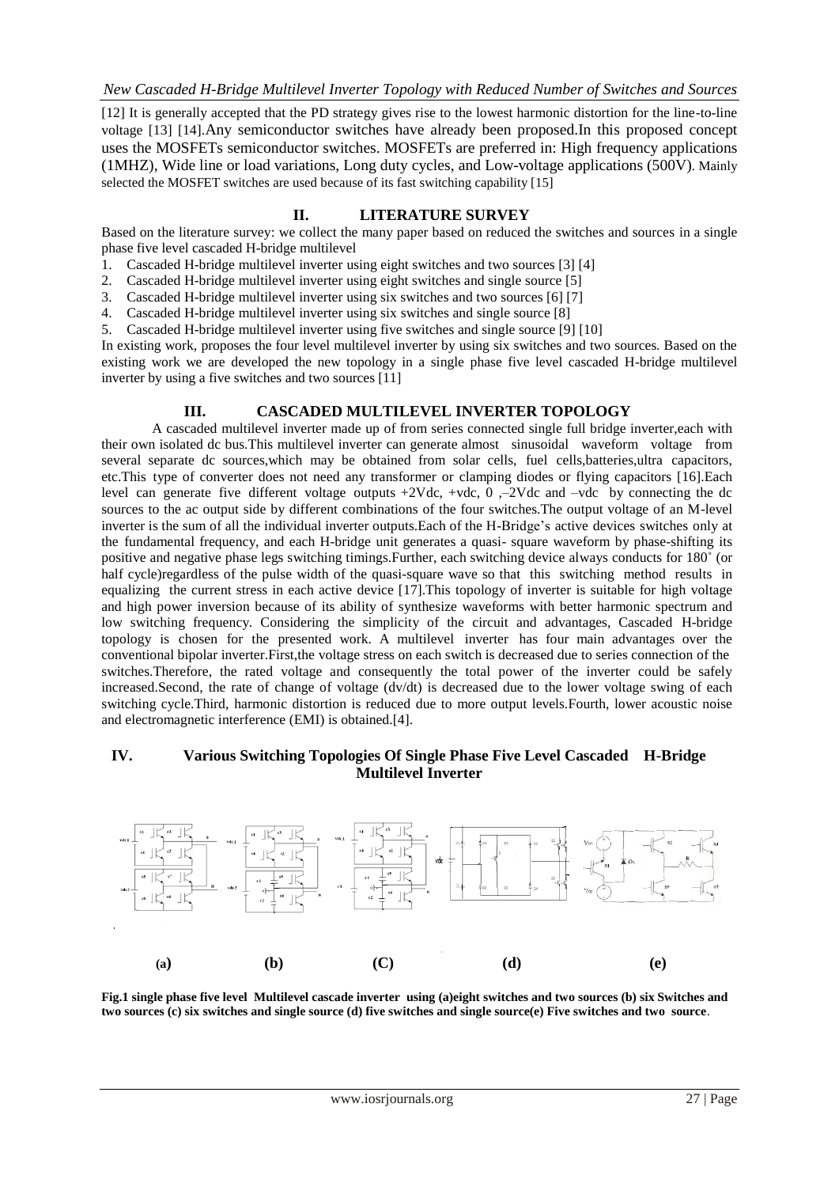[12] It is generally accepted that the PD strategy gives rise to the lowest harmonic distortion for the line-to-line voltage [13] [14].Any semiconductor switches have already been proposed.In this proposed concept uses the MOSFETs semiconductor switches. MOSFETs are preferred in: High frequency applications (1MHZ), Wide line or load variations, Long duty cycles, and Low-voltage applications (500V). Mainly selected the MOSFET switches are used because of its fast switching capability [15]

## II. LITERATURE SURVEY

Based on the literature survey: we collect the many paper based on reduced the switches and sources in a single phase five level cascaded H-bridge multilevel

1. Cascaded H-bridge multilevel inverter using eight switches and two sources [3] [4]
2. Cascaded H-bridge multilevel inverter using eight switches and single source [5]
3. Cascaded H-bridge multilevel inverter using six switches and two sources [6] [7]
4. Cascaded H-bridge multilevel inverter using six switches and single source [8]
5. Cascaded H-bridge multilevel inverter using five switches and single source [9] [10]

In existing work, proposes the four level multilevel inverter by using six switches and two sources. Based on the existing work we are developed the new topology in a single phase five level cascaded H-bridge multilevel inverter by using a five switches and two sources [11]

## III. CASCADED MULTILEVEL INVERTER TOPOLOGY

A cascaded multilevel inverter made up of from series connected single full bridge inverter,each with their own isolated dc bus.This multilevel inverter can generate almost sinusoidal waveform voltage from several separate dc sources,which may be obtained from solar cells, fuel cells,batteries,ultra capacitors, etc.This type of converter does not need any transformer or clamping diodes or flying capacitors [16].Each level can generate five different voltage outputs +2Vdc, +vdc, 0 ,–2Vdc and –vdc by connecting the dc sources to the ac output side by different combinations of the four switches.The output voltage of an M-level inverter is the sum of all the individual inverter outputs.Each of the H-Bridge's active devices switches only at the fundamental frequency, and each H-bridge unit generates a quasi- square waveform by phase-shifting its positive and negative phase legs switching timings.Further, each switching device always conducts for 180˚ (or half cycle)regardless of the pulse width of the quasi-square wave so that this switching method results in equalizing the current stress in each active device [17].This topology of inverter is suitable for high voltage and high power inversion because of its ability of synthesize waveforms with better harmonic spectrum and low switching frequency. Considering the simplicity of the circuit and advantages, Cascaded H-bridge topology is chosen for the presented work. A multilevel inverter has four main advantages over the conventional bipolar inverter.First,the voltage stress on each switch is decreased due to series connection of the switches.Therefore, the rated voltage and consequently the total power of the inverter could be safely increased.Second, the rate of change of voltage (dv/dt) is decreased due to the lower voltage swing of each switching cycle.Third, harmonic distortion is reduced due to more output levels.Fourth, lower acoustic noise and electromagnetic interference (EMI) is obtained.[4].

## IV. Various Switching Topologies Of Single Phase Five Level Cascaded H-Bridge Multilevel Inverter

(a) (b) (C) (d) (e)

**Fig.1 single phase five level Multilevel cascade inverter using (a)eight switches and two sources (b) six Switches and two sources (c) six switches and single source (d) five switches and single source(e) Five switches and two source**.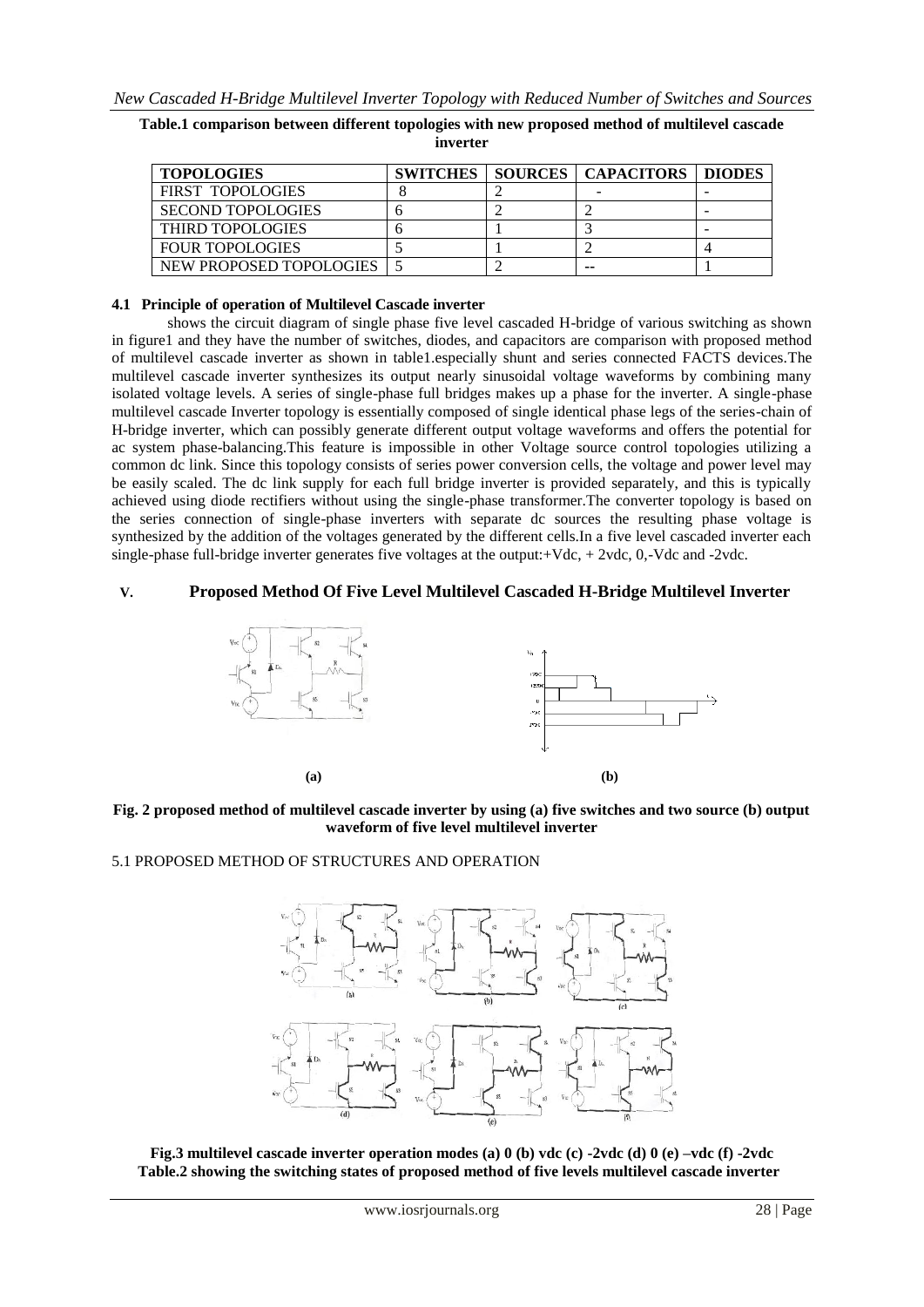**Table.1 comparison between different topologies with new proposed method of multilevel cascade inverter**

| TOPOLOGIES | SWITCHES | SOURCES | CAPACITORS | DIODES |
|---|---|---|---|---|
| FIRST TOPOLOGIES | 8 | 2 | - | - |
| SECOND TOPOLOGIES | 6 | 2 | 2 | - |
| THIRD TOPOLOGIES | 6 | 1 | 3 | - |
| FOUR TOPOLOGIES | 5 | 1 | 2 | 4 |
| NEW PROPOSED TOPOLOGIES | 5 | 2 | -- | 1 |

### 4.1 Principle of operation of Multilevel Cascade inverter

shows the circuit diagram of single phase five level cascaded H-bridge of various switching as shown in figure1 and they have the number of switches, diodes, and capacitors are comparison with proposed method of multilevel cascade inverter as shown in table1.especially shunt and series connected FACTS devices.The multilevel cascade inverter synthesizes its output nearly sinusoidal voltage waveforms by combining many isolated voltage levels. A series of single-phase full bridges makes up a phase for the inverter. A single-phase multilevel cascade Inverter topology is essentially composed of single identical phase legs of the series-chain of H-bridge inverter, which can possibly generate different output voltage waveforms and offers the potential for ac system phase-balancing.This feature is impossible in other Voltage source control topologies utilizing a common dc link. Since this topology consists of series power conversion cells, the voltage and power level may be easily scaled. The dc link supply for each full bridge inverter is provided separately, and this is typically achieved using diode rectifiers without using the single-phase transformer.The converter topology is based on the series connection of single-phase inverters with separate dc sources the resulting phase voltage is synthesized by the addition of the voltages generated by the different cells.In a five level cascaded inverter each single-phase full-bridge inverter generates five voltages at the output:+Vdc, + 2vdc, 0,-Vdc and -2vdc.

## V. Proposed Method Of Five Level Multilevel Cascaded H-Bridge Multilevel Inverter

**Fig. 2 proposed method of multilevel cascade inverter by using (a) five switches and two source (b) output waveform of five level multilevel inverter**

### 5.1 PROPOSED METHOD OF STRUCTURES AND OPERATION

**Fig.3 multilevel cascade inverter operation modes (a) 0 (b) vdc (c) -2vdc (d) 0 (e) –vdc (f) -2vdc**

**Table.2 showing the switching states of proposed method of five levels multilevel cascade inverter**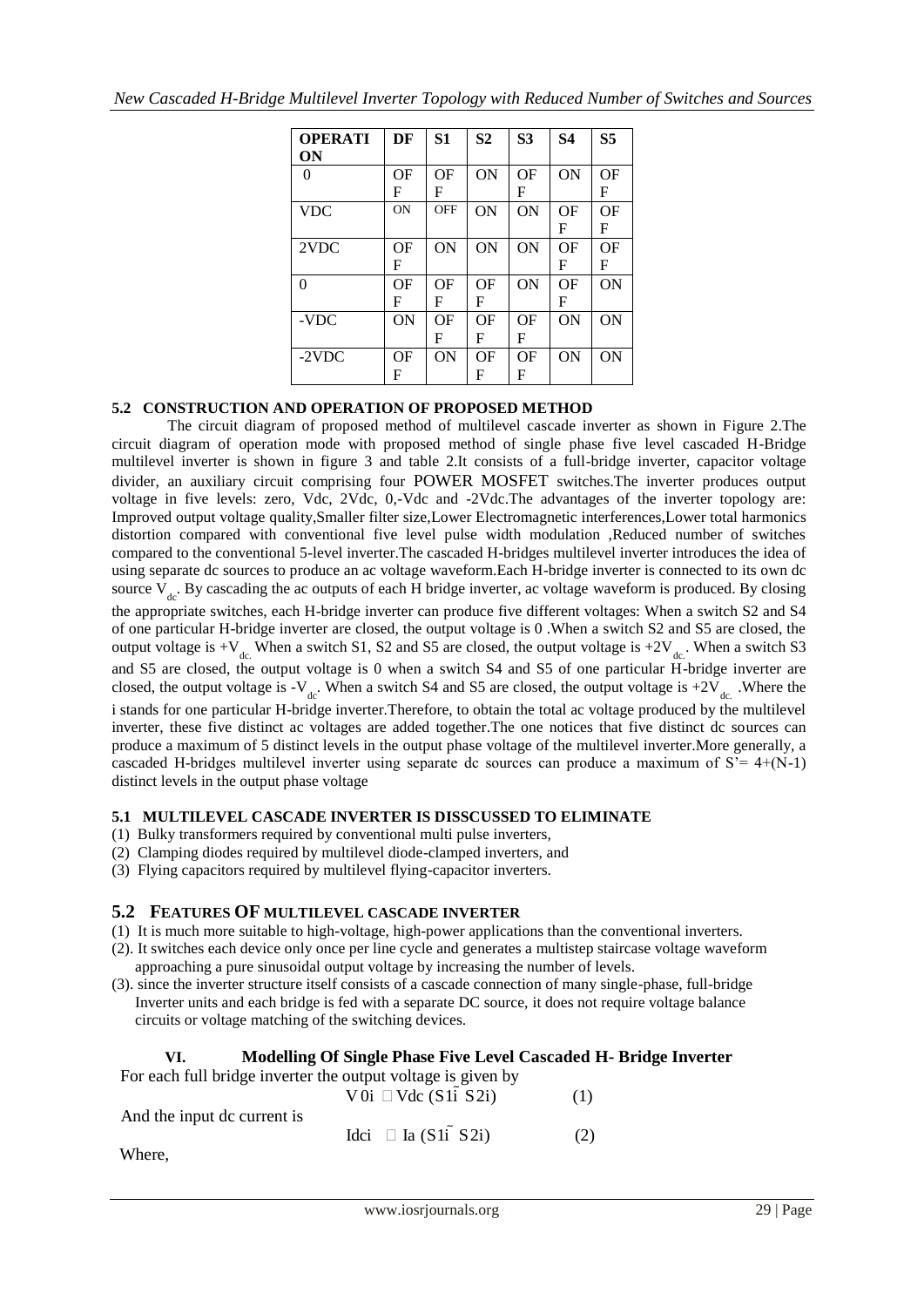| OPERATION | DF | S1 | S2 | S3 | S4 | S5 |
|---|---|---|---|---|---|---|
| 0 | OFF | OFF | ON | OFF | ON | OFF |
| VDC | ON | OFF | ON | ON | OFF | OFF |
| 2VDC | OFF | ON | ON | ON | OFF | OFF |
| 0 | OFF | OFF | OFF | ON | OFF | ON |
| -VDC | ON | OFF | OFF | OFF | ON | ON |
| -2VDC | OFF | ON | OFF | OFF | ON | ON |

### 5.2 CONSTRUCTION AND OPERATION OF PROPOSED METHOD

The circuit diagram of proposed method of multilevel cascade inverter as shown in Figure 2.The circuit diagram of operation mode with proposed method of single phase five level cascaded H-Bridge multilevel inverter is shown in figure 3 and table 2.It consists of a full-bridge inverter, capacitor voltage divider, an auxiliary circuit comprising four POWER MOSFET switches.The inverter produces output voltage in five levels: zero, Vdc, 2Vdc, 0,-Vdc and -2Vdc.The advantages of the inverter topology are: Improved output voltage quality,Smaller filter size,Lower Electromagnetic interferences,Lower total harmonics distortion compared with conventional five level pulse width modulation ,Reduced number of switches compared to the conventional 5-level inverter.The cascaded H-bridges multilevel inverter introduces the idea of using separate dc sources to produce an ac voltage waveform.Each H-bridge inverter is connected to its own dc source $V_{dc}$. By cascading the ac outputs of each H bridge inverter, ac voltage waveform is produced. By closing the appropriate switches, each H-bridge inverter can produce five different voltages: When a switch S2 and S4 of one particular H-bridge inverter are closed, the output voltage is 0 .When a switch S2 and S5 are closed, the output voltage is $+V_{dc.}$ When a switch S1, S2 and S5 are closed, the output voltage is $+2V_{dc}$. When a switch S3 and S5 are closed, the output voltage is 0 when a switch S4 and S5 of one particular H-bridge inverter are closed, the output voltage is $-V_{dc}$. When a switch S4 and S5 are closed, the output voltage is $+2V_{dc.}$ .Where the i stands for one particular H-bridge inverter.Therefore, to obtain the total ac voltage produced by the multilevel inverter, these five distinct ac voltages are added together.The one notices that five distinct dc sources can produce a maximum of 5 distinct levels in the output phase voltage of the multilevel inverter.More generally, a cascaded H-bridges multilevel inverter using separate dc sources can produce a maximum of S'= 4+(N-1) distinct levels in the output phase voltage

### 5.1 MULTILEVEL CASCADE INVERTER IS DISSCUSSED TO ELIMINATE

(1) Bulky transformers required by conventional multi pulse inverters,
(2) Clamping diodes required by multilevel diode-clamped inverters, and
(3) Flying capacitors required by multilevel flying-capacitor inverters.

### 5.2 FEATURES OF MULTILEVEL CASCADE INVERTER

(1) It is much more suitable to high-voltage, high-power applications than the conventional inverters.
(2). It switches each device only once per line cycle and generates a multistep staircase voltage waveform approaching a pure sinusoidal output voltage by increasing the number of levels.
(3). since the inverter structure itself consists of a cascade connection of many single-phase, full-bridge Inverter units and each bridge is fed with a separate DC source, it does not require voltage balance circuits or voltage matching of the switching devices.

## VI. Modelling Of Single Phase Five Level Cascaded H- Bridge Inverter

For each full bridge inverter the output voltage is given by

$$V_{0i} = V_{dc}(S_{1i} - S_{2i}) \quad (1)$$

And the input dc current is

$$I_{dci} = I_a(S_{1i} - S_{2i}) \quad (2)$$

Where,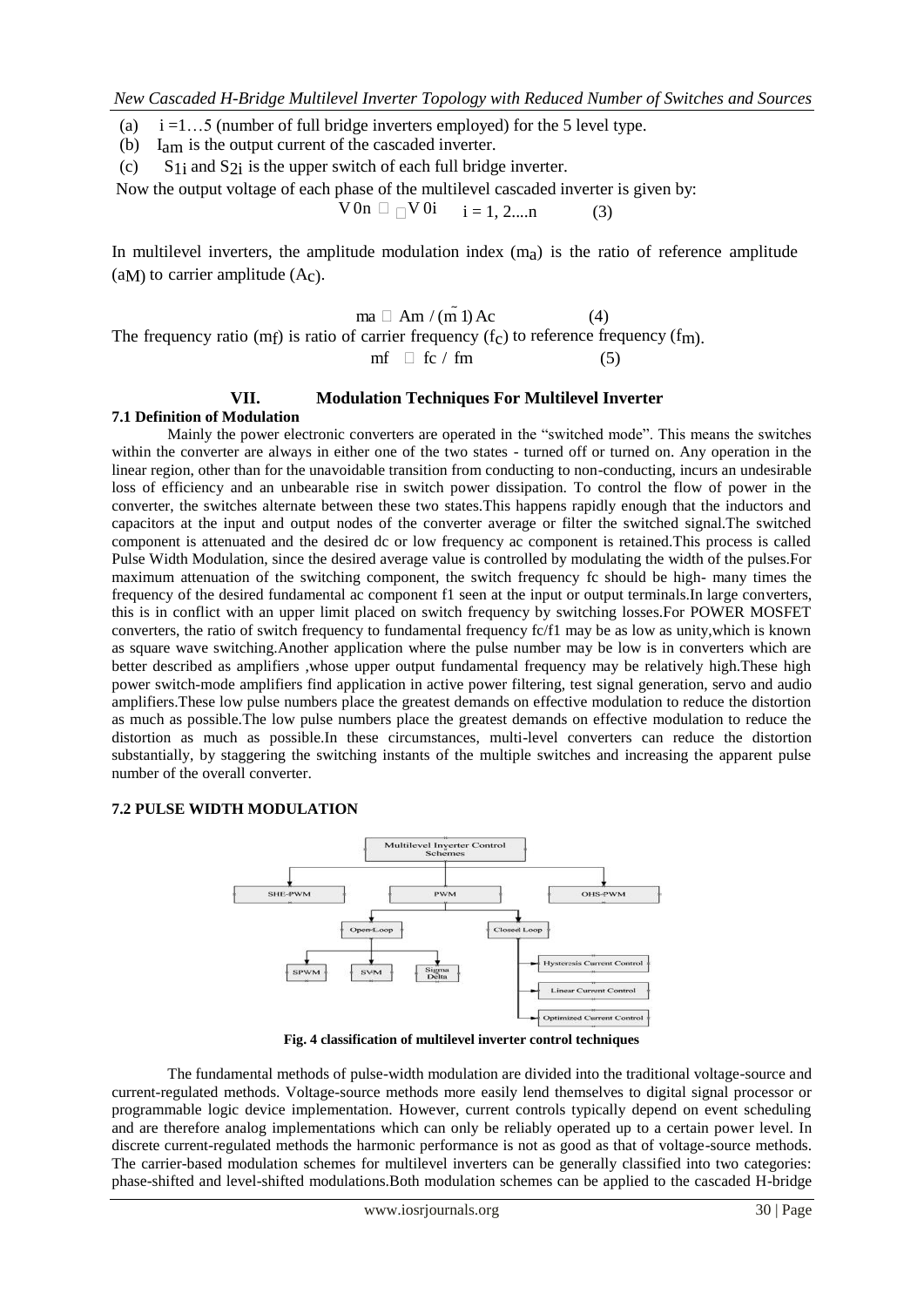(a) $i = 1\ldots5$ (number of full bridge inverters employed) for the 5 level type.

(b) $I_{am}$ is the output current of the cascaded inverter.

(c) $S_{1i}$ and $S_{2i}$ is the upper switch of each full bridge inverter.

Now the output voltage of each phase of the multilevel cascaded inverter is given by:

$$V_{0n} = \sum V_{0i} \quad i = 1, 2....n \qquad (3)$$

In multilevel inverters, the amplitude modulation index ($m_a$) is the ratio of reference amplitude ($a_M$) to carrier amplitude ($A_c$).

$$m_a = A_m / (m - 1) A_c \qquad (4)$$

The frequency ratio ($m_f$) is ratio of carrier frequency ($f_c$) to reference frequency ($f_m$).

$$m_f = f_c / f_m \qquad (5)$$

## VII. Modulation Techniques For Multilevel Inverter

### 7.1 Definition of Modulation

Mainly the power electronic converters are operated in the "switched mode". This means the switches within the converter are always in either one of the two states - turned off or turned on. Any operation in the linear region, other than for the unavoidable transition from conducting to non-conducting, incurs an undesirable loss of efficiency and an unbearable rise in switch power dissipation. To control the flow of power in the converter, the switches alternate between these two states.This happens rapidly enough that the inductors and capacitors at the input and output nodes of the converter average or filter the switched signal.The switched component is attenuated and the desired dc or low frequency ac component is retained.This process is called Pulse Width Modulation, since the desired average value is controlled by modulating the width of the pulses.For maximum attenuation of the switching component, the switch frequency fc should be high- many times the frequency of the desired fundamental ac component f1 seen at the input or output terminals.In large converters, this is in conflict with an upper limit placed on switch frequency by switching losses.For POWER MOSFET converters, the ratio of switch frequency to fundamental frequency fc/f1 may be as low as unity,which is known as square wave switching.Another application where the pulse number may be low is in converters which are better described as amplifiers ,whose upper output fundamental frequency may be relatively high.These high power switch-mode amplifiers find application in active power filtering, test signal generation, servo and audio amplifiers.These low pulse numbers place the greatest demands on effective modulation to reduce the distortion as much as possible.The low pulse numbers place the greatest demands on effective modulation to reduce the distortion as much as possible.In these circumstances, multi-level converters can reduce the distortion substantially, by staggering the switching instants of the multiple switches and increasing the apparent pulse number of the overall converter.

### 7.2 PULSE WIDTH MODULATION

**Fig. 4 classification of multilevel inverter control techniques**

The fundamental methods of pulse-width modulation are divided into the traditional voltage-source and current-regulated methods. Voltage-source methods more easily lend themselves to digital signal processor or programmable logic device implementation. However, current controls typically depend on event scheduling and are therefore analog implementations which can only be reliably operated up to a certain power level. In discrete current-regulated methods the harmonic performance is not as good as that of voltage-source methods. The carrier-based modulation schemes for multilevel inverters can be generally classified into two categories: phase-shifted and level-shifted modulations.Both modulation schemes can be applied to the cascaded H-bridge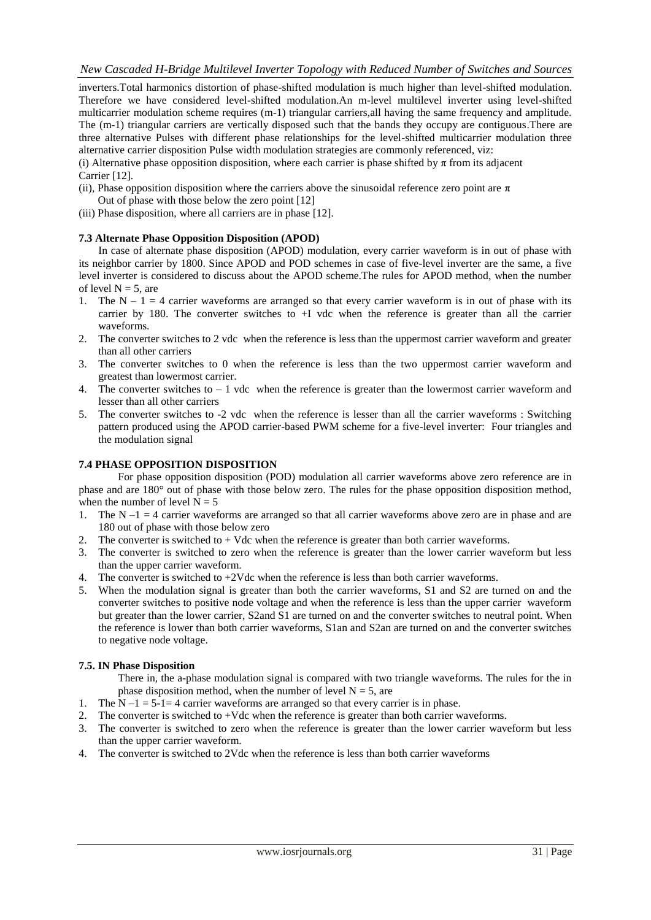inverters.Total harmonics distortion of phase-shifted modulation is much higher than level-shifted modulation. Therefore we have considered level-shifted modulation.An m-level multilevel inverter using level-shifted multicarrier modulation scheme requires (m-1) triangular carriers,all having the same frequency and amplitude. The (m-1) triangular carriers are vertically disposed such that the bands they occupy are contiguous.There are three alternative Pulses with different phase relationships for the level-shifted multicarrier modulation three alternative carrier disposition Pulse width modulation strategies are commonly referenced, viz:

(i) Alternative phase opposition disposition, where each carrier is phase shifted by $\pi$ from its adjacent Carrier [12].

(ii), Phase opposition disposition where the carriers above the sinusoidal reference zero point are $\pi$ Out of phase with those below the zero point [12]

(iii) Phase disposition, where all carriers are in phase [12].

### 7.3 Alternate Phase Opposition Disposition (APOD)

In case of alternate phase disposition (APOD) modulation, every carrier waveform is in out of phase with its neighbor carrier by 1800. Since APOD and POD schemes in case of five-level inverter are the same, a five level inverter is considered to discuss about the APOD scheme.The rules for APOD method, when the number of level $N = 5$, are

1. The $N - 1 = 4$ carrier waveforms are arranged so that every carrier waveform is in out of phase with its carrier by 180. The converter switches to +I vdc when the reference is greater than all the carrier waveforms.
2. The converter switches to 2 vdc when the reference is less than the uppermost carrier waveform and greater than all other carriers
3. The converter switches to 0 when the reference is less than the two uppermost carrier waveform and greatest than lowermost carrier.
4. The converter switches to – 1 vdc when the reference is greater than the lowermost carrier waveform and lesser than all other carriers
5. The converter switches to -2 vdc when the reference is lesser than all the carrier waveforms : Switching pattern produced using the APOD carrier-based PWM scheme for a five-level inverter: Four triangles and the modulation signal

### 7.4 PHASE OPPOSITION DISPOSITION

For phase opposition disposition (POD) modulation all carrier waveforms above zero reference are in phase and are 180° out of phase with those below zero. The rules for the phase opposition disposition method, when the number of level $N = 5$

1. The $N - 1 = 4$ carrier waveforms are arranged so that all carrier waveforms above zero are in phase and are 180 out of phase with those below zero
2. The converter is switched to + Vdc when the reference is greater than both carrier waveforms.
3. The converter is switched to zero when the reference is greater than the lower carrier waveform but less than the upper carrier waveform.
4. The converter is switched to +2Vdc when the reference is less than both carrier waveforms.
5. When the modulation signal is greater than both the carrier waveforms, S1 and S2 are turned on and the converter switches to positive node voltage and when the reference is less than the upper carrier waveform but greater than the lower carrier, S2and S1 are turned on and the converter switches to neutral point. When the reference is lower than both carrier waveforms, S1an and S2an are turned on and the converter switches to negative node voltage.

### 7.5. IN Phase Disposition

There in, the a-phase modulation signal is compared with two triangle waveforms. The rules for the in phase disposition method, when the number of level $N = 5$, are

1. The $N - 1 = 5-1= 4$ carrier waveforms are arranged so that every carrier is in phase.
2. The converter is switched to +Vdc when the reference is greater than both carrier waveforms.
3. The converter is switched to zero when the reference is greater than the lower carrier waveform but less than the upper carrier waveform.
4. The converter is switched to 2Vdc when the reference is less than both carrier waveforms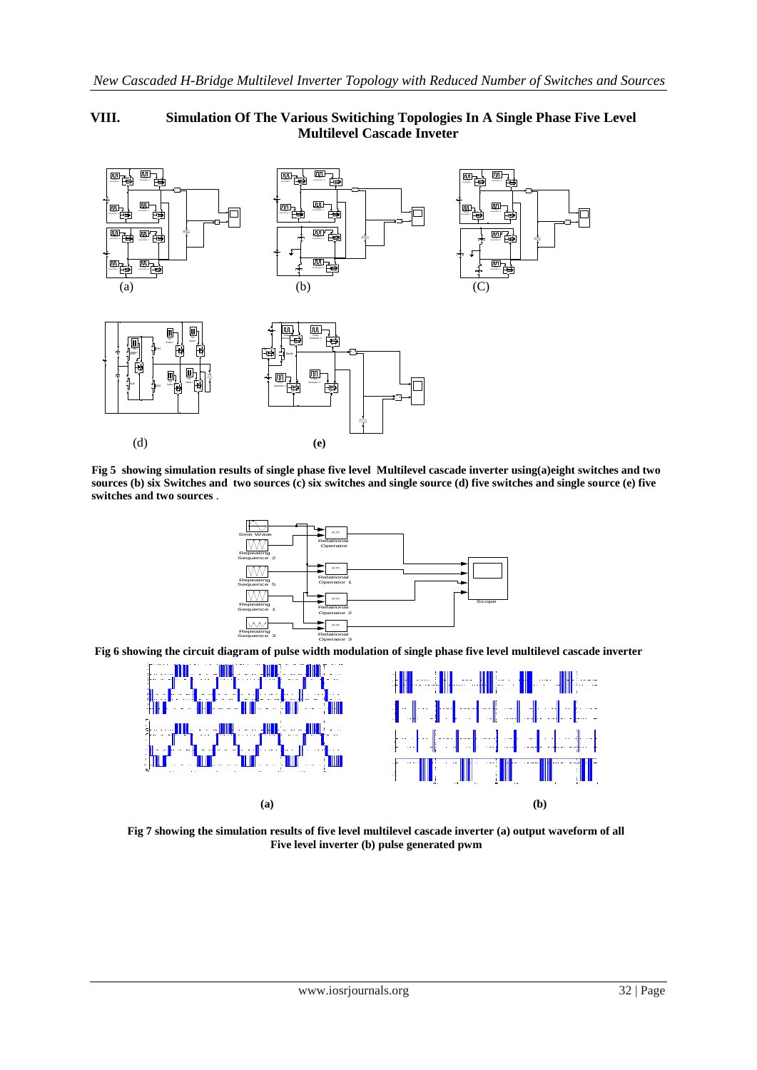## VIII. Simulation Of The Various Switiching Topologies In A Single Phase Five Level Multilevel Cascade Inveter

(a) (b) (C)

(d) **(e)**

**Fig 5 showing simulation results of single phase five level Multilevel cascade inverter using(a)eight switches and two sources (b) six Switches and two sources (c) six switches and single source (d) five switches and single source (e) five switches and two sources** .

**Fig 6 showing the circuit diagram of pulse width modulation of single phase five level multilevel cascade inverter**

**(a)** **(b)**

**Fig 7 showing the simulation results of five level multilevel cascade inverter (a) output waveform of all Five level inverter (b) pulse generated pwm**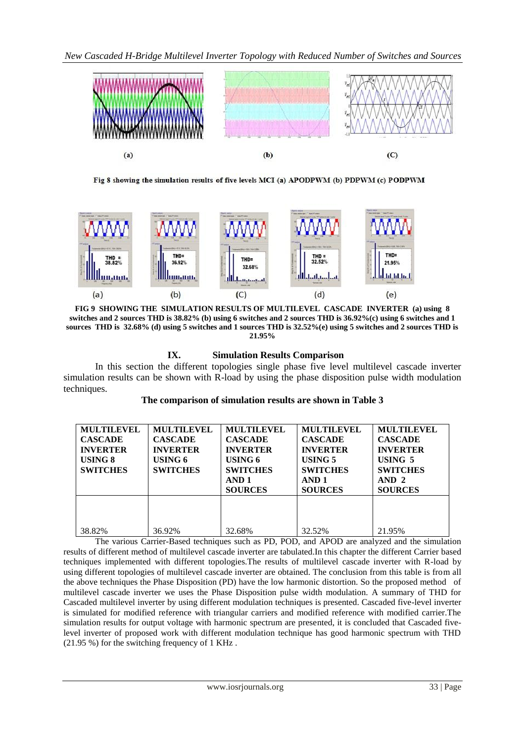Fig 8 showing the simulation results of five levels MCI (a) APODPWM (b) PDPWM (c) PODPWM

**FIG 9 SHOWING THE SIMULATION RESULTS OF MULTILEVEL CASCADE INVERTER (a) using 8 switches and 2 sources THD is 38.82% (b) using 6 switches and 2 sources THD is 36.92%(c) using 6 switches and 1 sources THD is 32.68% (d) using 5 switches and 1 sources THD is 32.52%(e) using 5 switches and 2 sources THD is 21.95%**

## IX. Simulation Results Comparison

In this section the different topologies single phase five level multilevel cascade inverter simulation results can be shown with R-load by using the phase disposition pulse width modulation techniques.

**The comparison of simulation results are shown in Table 3**

| MULTILEVEL CASCADE INVERTER USING 8 SWITCHES | MULTILEVEL CASCADE INVERTER USING 6 SWITCHES | MULTILEVEL CASCADE INVERTER USING 6 SWITCHES AND 1 SOURCES | MULTILEVEL CASCADE INVERTER USING 5 SWITCHES AND 1 SOURCES | MULTILEVEL CASCADE INVERTER USING 5 SWITCHES AND 2 SOURCES |
|---|---|---|---|---|
| 38.82% | 36.92% | 32.68% | 32.52% | 21.95% |

The various Carrier-Based techniques such as PD, POD, and APOD are analyzed and the simulation results of different method of multilevel cascade inverter are tabulated.In this chapter the different Carrier based techniques implemented with different topologies.The results of multilevel cascade inverter with R-load by using different topologies of multilevel cascade inverter are obtained. The conclusion from this table is from all the above techniques the Phase Disposition (PD) have the low harmonic distortion. So the proposed method of multilevel cascade inverter we uses the Phase Disposition pulse width modulation. A summary of THD for Cascaded multilevel inverter by using different modulation techniques is presented. Cascaded five-level inverter is simulated for modified reference with triangular carriers and modified reference with modified carrier.The simulation results for output voltage with harmonic spectrum are presented, it is concluded that Cascaded five-level inverter of proposed work with different modulation technique has good harmonic spectrum with THD (21.95 %) for the switching frequency of 1 KHz .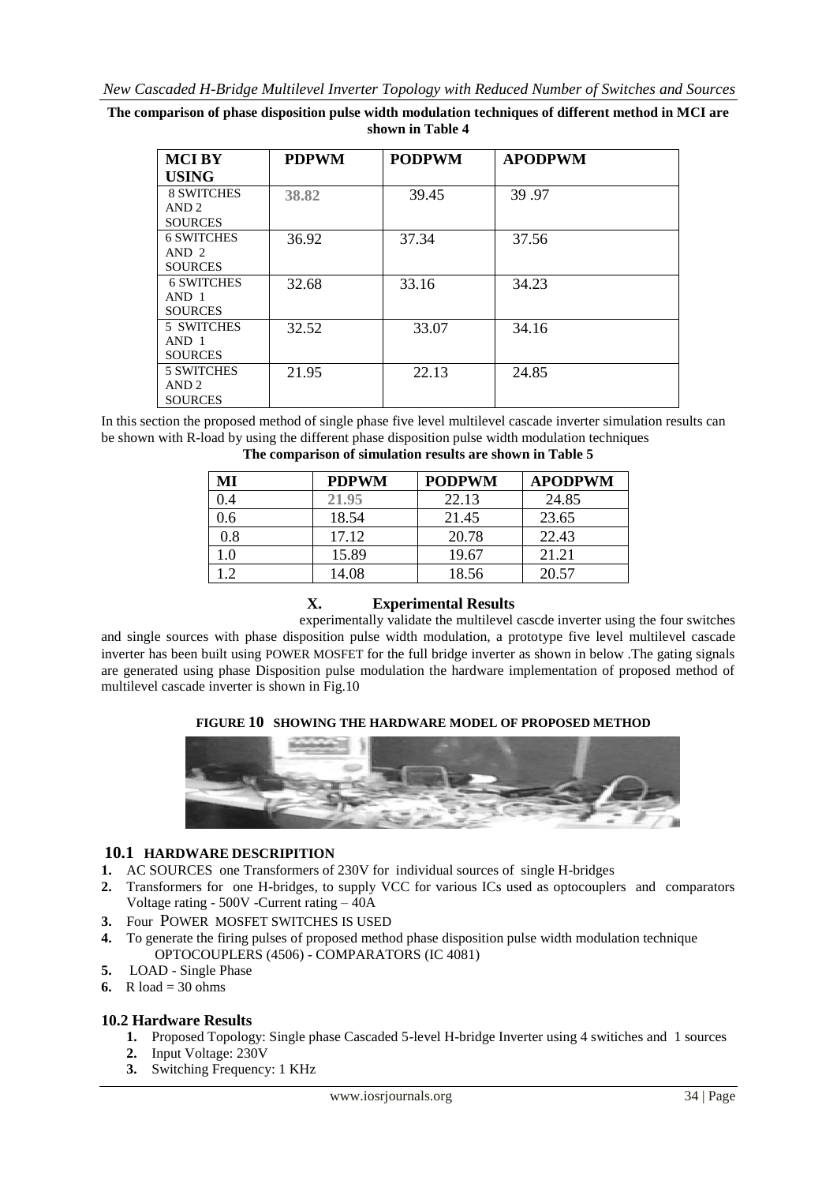**The comparison of phase disposition pulse width modulation techniques of different method in MCI are shown in Table 4**

| MCI BY USING | PDPWM | PODPWM | APODPWM |
|---|---|---|---|
| 8 SWITCHES AND 2 SOURCES | 38.82 | 39.45 | 39 .97 |
| 6 SWITCHES AND 2 SOURCES | 36.92 | 37.34 | 37.56 |
| 6 SWITCHES AND 1 SOURCES | 32.68 | 33.16 | 34.23 |
| 5 SWITCHES AND 1 SOURCES | 32.52 | 33.07 | 34.16 |
| 5 SWITCHES AND 2 SOURCES | 21.95 | 22.13 | 24.85 |

In this section the proposed method of single phase five level multilevel cascade inverter simulation results can be shown with R-load by using the different phase disposition pulse width modulation techniques

**The comparison of simulation results are shown in Table 5**

| MI | PDPWM | PODPWM | APODPWM |
|---|---|---|---|
| 0.4 | 21.95 | 22.13 | 24.85 |
| 0.6 | 18.54 | 21.45 | 23.65 |
| 0.8 | 17.12 | 20.78 | 22.43 |
| 1.0 | 15.89 | 19.67 | 21.21 |
| 1.2 | 14.08 | 18.56 | 20.57 |

## X. Experimental Results

experimentally validate the multilevel cascde inverter using the four switches and single sources with phase disposition pulse width modulation, a prototype five level multilevel cascade inverter has been built using POWER MOSFET for the full bridge inverter as shown in below .The gating signals are generated using phase Disposition pulse modulation the hardware implementation of proposed method of multilevel cascade inverter is shown in Fig.10

**FIGURE 10 SHOWING THE HARDWARE MODEL OF PROPOSED METHOD**

### 10.1 HARDWARE DESCRIPITION

1. AC SOURCES one Transformers of 230V for individual sources of single H-bridges
2. Transformers for one H-bridges, to supply VCC for various ICs used as optocouplers and comparators Voltage rating - 500V -Current rating – 40A
3. Four POWER MOSFET SWITCHES IS USED
4. To generate the firing pulses of proposed method phase disposition pulse width modulation technique OPTOCOUPLERS (4506) - COMPARATORS (IC 4081)
5. LOAD - Single Phase
6. R load = 30 ohms

### 10.2 Hardware Results

1. Proposed Topology: Single phase Cascaded 5-level H-bridge Inverter using 4 switiches and 1 sources
2. Input Voltage: 230V
3. Switching Frequency: 1 KHz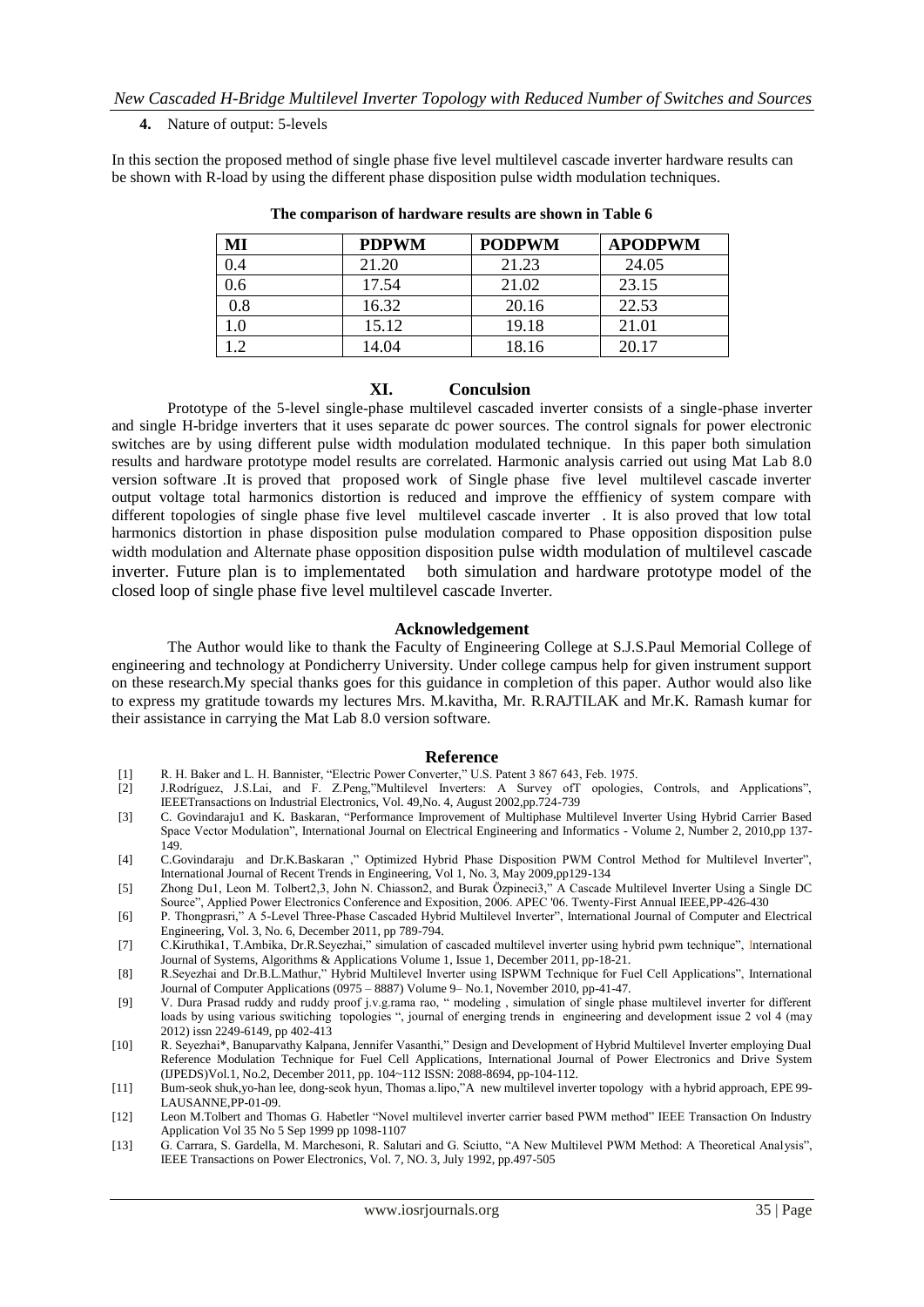**4.** Nature of output: 5-levels

In this section the proposed method of single phase five level multilevel cascade inverter hardware results can be shown with R-load by using the different phase disposition pulse width modulation techniques.

**The comparison of hardware results are shown in Table 6**

| MI | PDPWM | PODPWM | APODPWM |
|---|---|---|---|
| 0.4 | 21.20 | 21.23 | 24.05 |
| 0.6 | 17.54 | 21.02 | 23.15 |
| 0.8 | 16.32 | 20.16 | 22.53 |
| 1.0 | 15.12 | 19.18 | 21.01 |
| 1.2 | 14.04 | 18.16 | 20.17 |

## XI. Conculsion

Prototype of the 5-level single-phase multilevel cascaded inverter consists of a single-phase inverter and single H-bridge inverters that it uses separate dc power sources. The control signals for power electronic switches are by using different pulse width modulation modulated technique. In this paper both simulation results and hardware prototype model results are correlated. Harmonic analysis carried out using Mat Lab 8.0 version software .It is proved that proposed work of Single phase five level multilevel cascade inverter output voltage total harmonics distortion is reduced and improve the efffiency of system compare with different topologies of single phase five level multilevel cascade inverter . It is also proved that low total harmonics distortion in phase disposition pulse modulation compared to Phase opposition disposition pulse width modulation and Alternate phase opposition disposition pulse width modulation of multilevel cascade inverter. Future plan is to implementated both simulation and hardware prototype model of the closed loop of single phase five level multilevel cascade Inverter.

## Acknowledgement

The Author would like to thank the Faculty of Engineering College at S.J.S.Paul Memorial College of engineering and technology at Pondicherry University. Under college campus help for given instrument support on these research.My special thanks goes for this guidance in completion of this paper. Author would also like to express my gratitude towards my lectures Mrs. M.kavitha, Mr. R.RAJTILAK and Mr.K. Ramash kumar for their assistance in carrying the Mat Lab 8.0 version software.

## Reference

[1] R. H. Baker and L. H. Bannister, "Electric Power Converter," U.S. Patent 3 867 643, Feb. 1975.

[2] J.Rodríguez, J.S.Lai, and F. Z.Peng,"Multilevel Inverters: A Survey ofT opologies, Controls, and Applications", IEEETransactions on Industrial Electronics, Vol. 49,No. 4, August 2002,pp.724-739

[3] C. Govindaraju1 and K. Baskaran, "Performance Improvement of Multiphase Multilevel Inverter Using Hybrid Carrier Based Space Vector Modulation", International Journal on Electrical Engineering and Informatics - Volume 2, Number 2, 2010,pp 137-149.

[4] C.Govindaraju and Dr.K.Baskaran ," Optimized Hybrid Phase Disposition PWM Control Method for Multilevel Inverter", International Journal of Recent Trends in Engineering, Vol 1, No. 3, May 2009,pp129-134

[5] Zhong Du1, Leon M. Tolbert2,3, John N. Chiasson2, and Burak Özpineci3," A Cascade Multilevel Inverter Using a Single DC Source", Applied Power Electronics Conference and Exposition, 2006. APEC '06. Twenty-First Annual IEEE,PP-426-430

[6] P. Thongprasri," A 5-Level Three-Phase Cascaded Hybrid Multilevel Inverter", International Journal of Computer and Electrical Engineering, Vol. 3, No. 6, December 2011, pp 789-794.

[7] C.Kiruthika1, T.Ambika, Dr.R.Seyezhai," simulation of cascaded multilevel inverter using hybrid pwm technique", International Journal of Systems, Algorithms & Applications Volume 1, Issue 1, December 2011, pp-18-21.

[8] R.Seyezhai and Dr.B.L.Mathur," Hybrid Multilevel Inverter using ISPWM Technique for Fuel Cell Applications", International Journal of Computer Applications (0975 – 8887) Volume 9– No.1, November 2010, pp-41-47.

[9] V. Dura Prasad ruddy and ruddy proof j.v.g.rama rao, " modeling , simulation of single phase multilevel inverter for different loads by using various switiching topologies ", journal of energing trends in engineering and development issue 2 vol 4 (may 2012) issn 2249-6149, pp 402-413

[10] R. Seyezhai*, Banuparvathy Kalpana, Jennifer Vasanthi," Design and Development of Hybrid Multilevel Inverter employing Dual Reference Modulation Technique for Fuel Cell Applications, International Journal of Power Electronics and Drive System (IJPEDS)Vol.1, No.2, December 2011, pp. 104~112 ISSN: 2088-8694, pp-104-112.

[11] Bum-seok shuk,yo-han lee, dong-seok hyun, Thomas a.lipo,"A new multilevel inverter topology with a hybrid approach, EPE 99-LAUSANNE,PP-01-09.

[12] Leon M.Tolbert and Thomas G. Habetler "Novel multilevel inverter carrier based PWM method" IEEE Transaction On Industry Application Vol 35 No 5 Sep 1999 pp 1098-1107

[13] G. Carrara, S. Gardella, M. Marchesoni, R. Salutari and G. Sciutto, "A New Multilevel PWM Method: A Theoretical Analysis", IEEE Transactions on Power Electronics, Vol. 7, NO. 3, July 1992, pp.497-505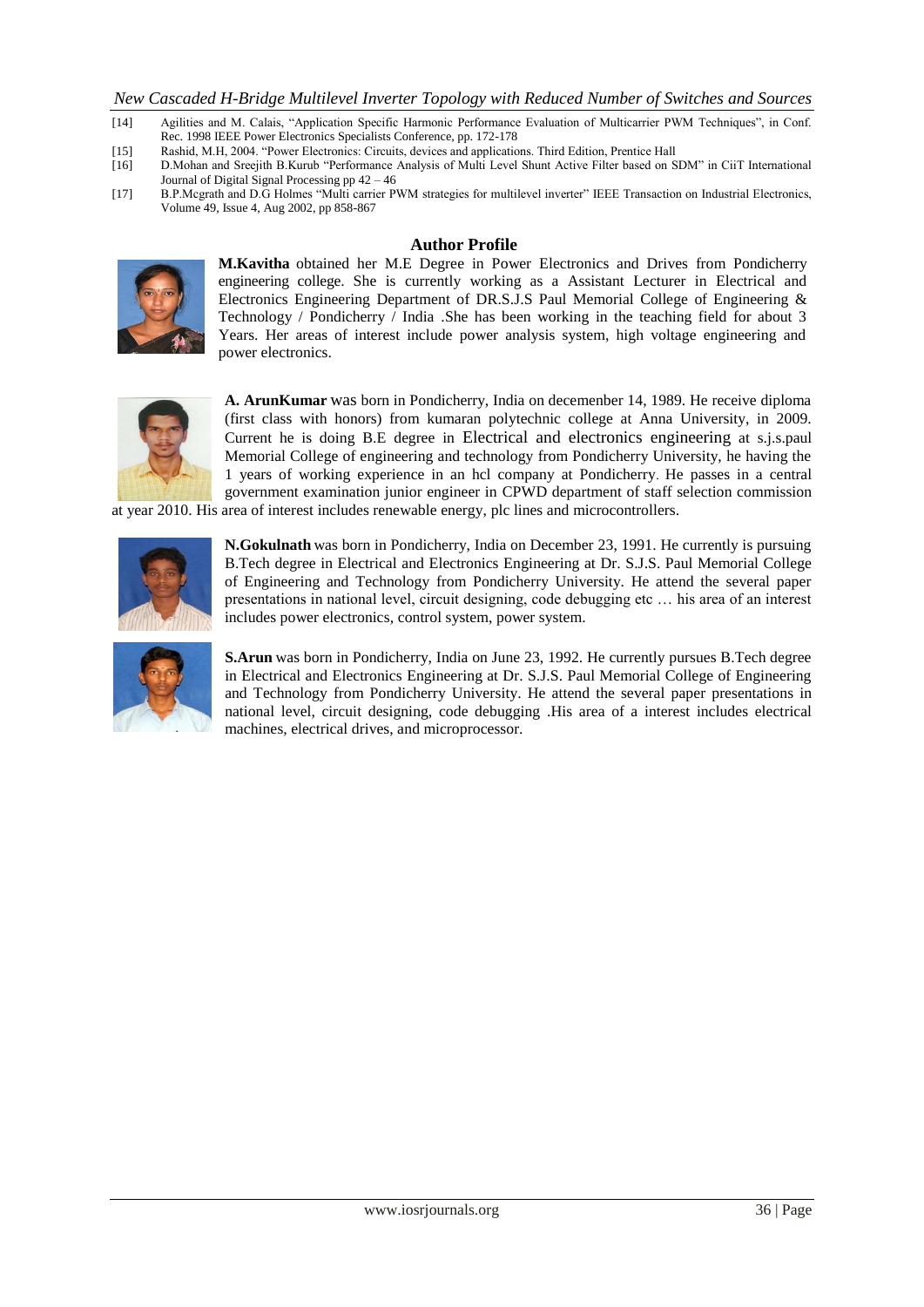[14] Agilities and M. Calais, "Application Specific Harmonic Performance Evaluation of Multicarrier PWM Techniques", in Conf. Rec. 1998 IEEE Power Electronics Specialists Conference, pp. 172-178

[15] Rashid, M.H, 2004. "Power Electronics: Circuits, devices and applications. Third Edition, Prentice Hall

[16] D.Mohan and Sreejith B.Kurub "Performance Analysis of Multi Level Shunt Active Filter based on SDM" in CiiT International Journal of Digital Signal Processing pp 42 – 46

[17] B.P.Mcgrath and D.G Holmes "Multi carrier PWM strategies for multilevel inverter" IEEE Transaction on Industrial Electronics, Volume 49, Issue 4, Aug 2002, pp 858-867

## Author Profile

**M.Kavitha** obtained her M.E Degree in Power Electronics and Drives from Pondicherry engineering college. She is currently working as a Assistant Lecturer in Electrical and Electronics Engineering Department of DR.S.J.S Paul Memorial College of Engineering & Technology / Pondicherry / India .She has been working in the teaching field for about 3 Years. Her areas of interest include power analysis system, high voltage engineering and power electronics.

**A. ArunKumar** was born in Pondicherry, India on decemenber 14, 1989. He receive diploma (first class with honors) from kumaran polytechnic college at Anna University, in 2009. Current he is doing B.E degree in Electrical and electronics engineering at s.j.s.paul Memorial College of engineering and technology from Pondicherry University, he having the 1 years of working experience in an hcl company at Pondicherry. He passes in a central government examination junior engineer in CPWD department of staff selection commission at year 2010. His area of interest includes renewable energy, plc lines and microcontrollers.

**N.Gokulnath** was born in Pondicherry, India on December 23, 1991. He currently is pursuing B.Tech degree in Electrical and Electronics Engineering at Dr. S.J.S. Paul Memorial College of Engineering and Technology from Pondicherry University. He attend the several paper presentations in national level, circuit designing, code debugging etc … his area of an interest includes power electronics, control system, power system.

**S.Arun** was born in Pondicherry, India on June 23, 1992. He currently pursues B.Tech degree in Electrical and Electronics Engineering at Dr. S.J.S. Paul Memorial College of Engineering and Technology from Pondicherry University. He attend the several paper presentations in national level, circuit designing, code debugging .His area of a interest includes electrical machines, electrical drives, and microprocessor.